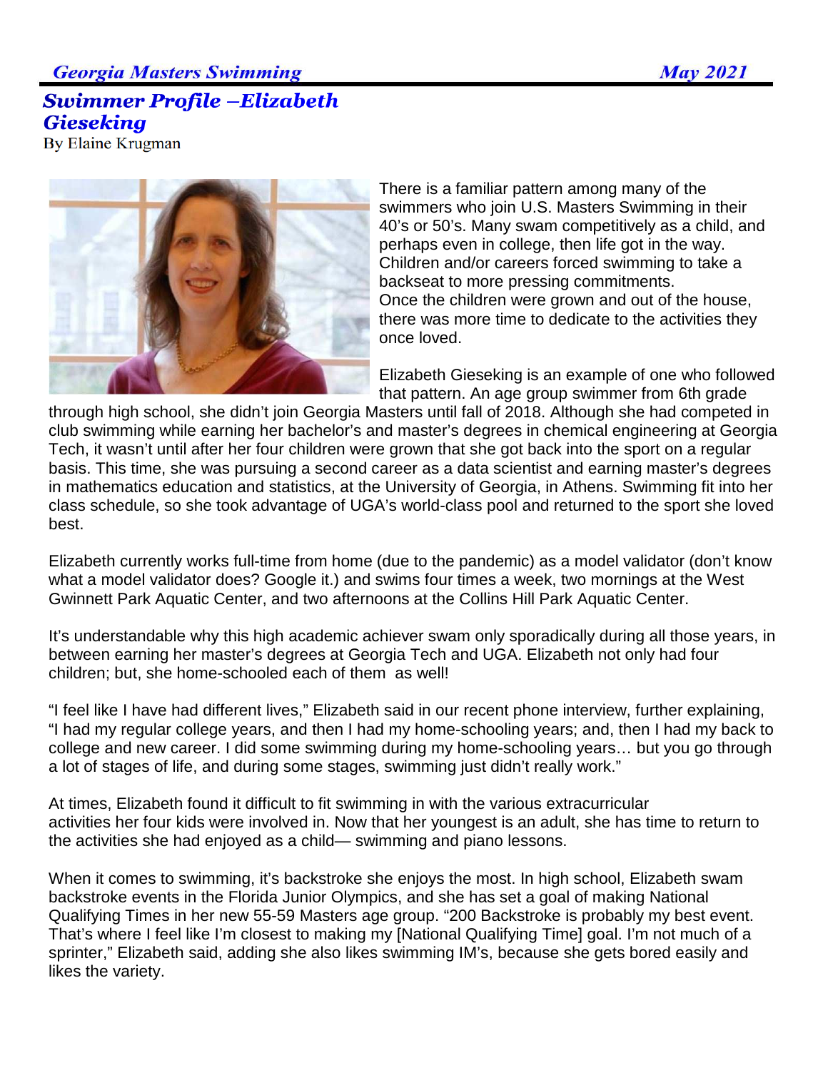# Swimmer Profile –Elizabeth Gieseking

By Elaine Krugman

There is a familiar pattern among many of the swimmers who join U.S. Masters Swimming in their 40's or 50's. Many swam competitively as a child, and perhaps even in college, then life got in the way. Children and/or careers forced swimming to take a backseat to more pressing commitments. Once the children were grown and out of the house, there was more time to dedicate to the activities they once loved.

Elizabeth Gieseking is an example of one who followed that pattern. An age group swimmer from 6th grade through high school, she didn't join Georgia Masters until fall of 2018. Although she had competed in club swimming while earning her bachelor's and master's degrees in chemical engineering at Georgia Tech, it wasn't until after her four children were grown that she got back into the sport on a regular basis. This time, she was pursuing a second career as a data scientist and earning master's degrees in mathematics education and statistics, at the University of Georgia, in Athens. Swimming fit into her class schedule, so she took advantage of UGA's world-class pool and returned to the sport she loved best.

Elizabeth currently works full-time from home (due to the pandemic) as a model validator (don't know what a model validator does? Google it.) and swims four times a week, two mornings at the West Gwinnett Park Aquatic Center, and two afternoons at the Collins Hill Park Aquatic Center.

It's understandable why this high academic achiever swam only sporadically during all those years, in between earning her master's degrees at Georgia Tech and UGA. Elizabeth not only had four children; but, she home-schooled each of them as well!

"I feel like I have had different lives," Elizabeth said in our recent phone interview, further explaining, "I had my regular college years, and then I had my home-schooling years; and, then I had my back to college and new career. I did some swimming during my home-schooling years… but you go through a lot of stages of life, and during some stages, swimming just didn't really work."

At times, Elizabeth found it difficult to fit swimming in with the various extracurricular activities her four kids were involved in. Now that her youngest is an adult, she has time to return to the activities she had enjoyed as a child— swimming and piano lessons.

When it comes to swimming, it's backstroke she enjoys the most. In high school, Elizabeth swam backstroke events in the Florida Junior Olympics, and she has set a goal of making National Qualifying Times in her new 55-59 Masters age group. "200 Backstroke is probably my best event. That's where I feel like I'm closest to making my [National Qualifying Time] goal. I'm not much of a sprinter," Elizabeth said, adding she also likes swimming IM's, because she gets bored easily and likes the variety.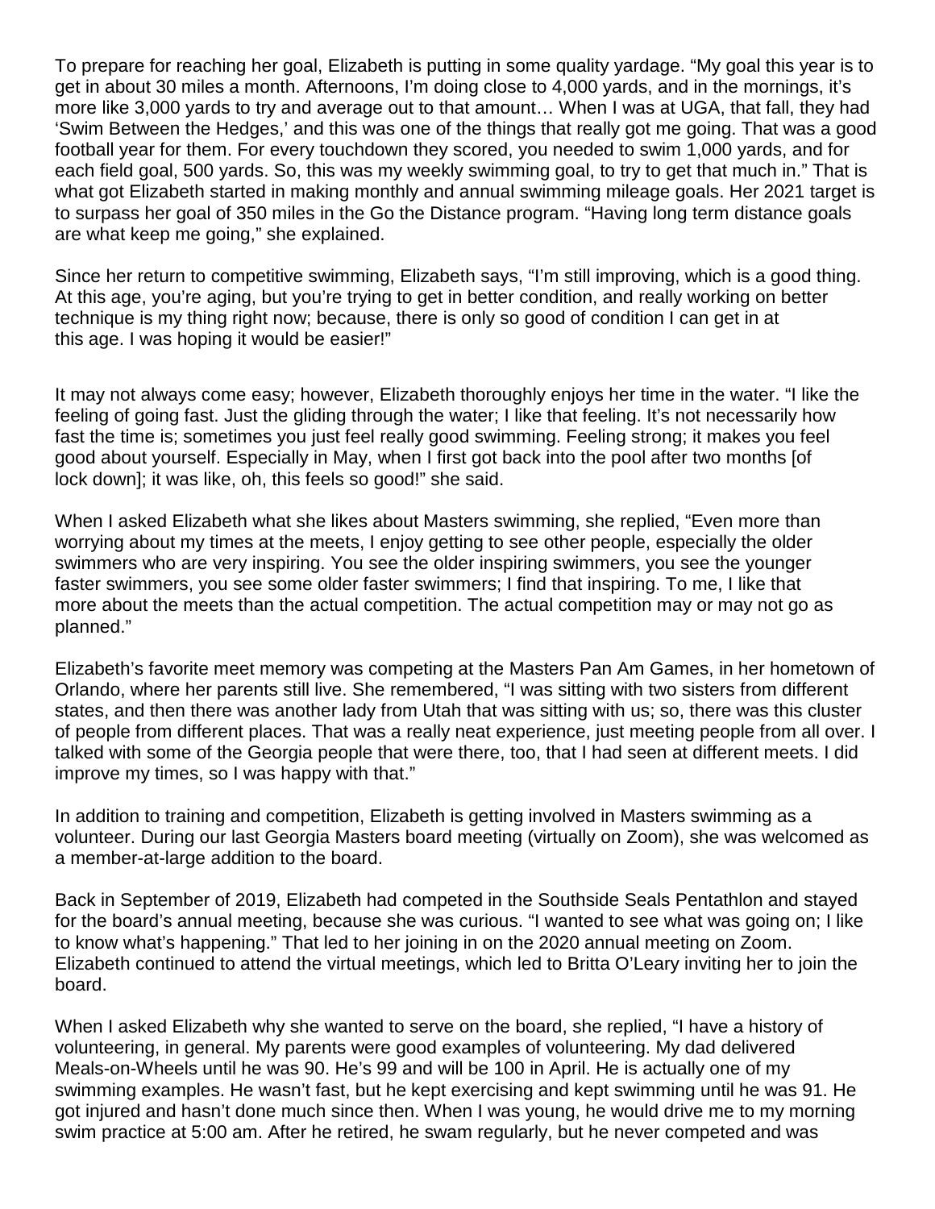To prepare for reaching her goal, Elizabeth is putting in some quality yardage. “My goal this year is to get in about 30 miles a month. Afternoons, I’m doing close to 4,000 yards, and in the mornings, it’s more like 3,000 yards to try and average out to that amount… When I was at UGA, that fall, they had ‘Swim Between the Hedges,’ and this was one of the things that really got me going. That was a good football year for them. For every touchdown they scored, you needed to swim 1,000 yards, and for each field goal, 500 yards. So, this was my weekly swimming goal, to try to get that much in.” That is what got Elizabeth started in making monthly and annual swimming mileage goals. Her 2021 target is to surpass her goal of 350 miles in the Go the Distance program. “Having long term distance goals are what keep me going,” she explained.

Since her return to competitive swimming, Elizabeth says, “I’m still improving, which is a good thing. At this age, you’re aging, but you’re trying to get in better condition, and really working on better technique is my thing right now; because, there is only so good of condition I can get in at this age. I was hoping it would be easier!”

It may not always come easy; however, Elizabeth thoroughly enjoys her time in the water. “I like the feeling of going fast. Just the gliding through the water; I like that feeling. It’s not necessarily how fast the time is; sometimes you just feel really good swimming. Feeling strong; it makes you feel good about yourself. Especially in May, when I first got back into the pool after two months [of lock down]; it was like, oh, this feels so good!” she said.

When I asked Elizabeth what she likes about Masters swimming, she replied, “Even more than worrying about my times at the meets, I enjoy getting to see other people, especially the older swimmers who are very inspiring. You see the older inspiring swimmers, you see the younger faster swimmers, you see some older faster swimmers; I find that inspiring. To me, I like that more about the meets than the actual competition. The actual competition may or may not go as planned.”

Elizabeth’s favorite meet memory was competing at the Masters Pan Am Games, in her hometown of Orlando, where her parents still live. She remembered, “I was sitting with two sisters from different states, and then there was another lady from Utah that was sitting with us; so, there was this cluster of people from different places. That was a really neat experience, just meeting people from all over. I talked with some of the Georgia people that were there, too, that I had seen at different meets. I did improve my times, so I was happy with that.”

In addition to training and competition, Elizabeth is getting involved in Masters swimming as a volunteer. During our last Georgia Masters board meeting (virtually on Zoom), she was welcomed as a member-at-large addition to the board.

Back in September of 2019, Elizabeth had competed in the Southside Seals Pentathlon and stayed for the board’s annual meeting, because she was curious. “I wanted to see what was going on; I like to know what’s happening.” That led to her joining in on the 2020 annual meeting on Zoom. Elizabeth continued to attend the virtual meetings, which led to Britta O’Leary inviting her to join the board.

When I asked Elizabeth why she wanted to serve on the board, she replied, “I have a history of volunteering, in general. My parents were good examples of volunteering. My dad delivered Meals-on-Wheels until he was 90. He’s 99 and will be 100 in April. He is actually one of my swimming examples. He wasn’t fast, but he kept exercising and kept swimming until he was 91. He got injured and hasn’t done much since then. When I was young, he would drive me to my morning swim practice at 5:00 am. After he retired, he swam regularly, but he never competed and was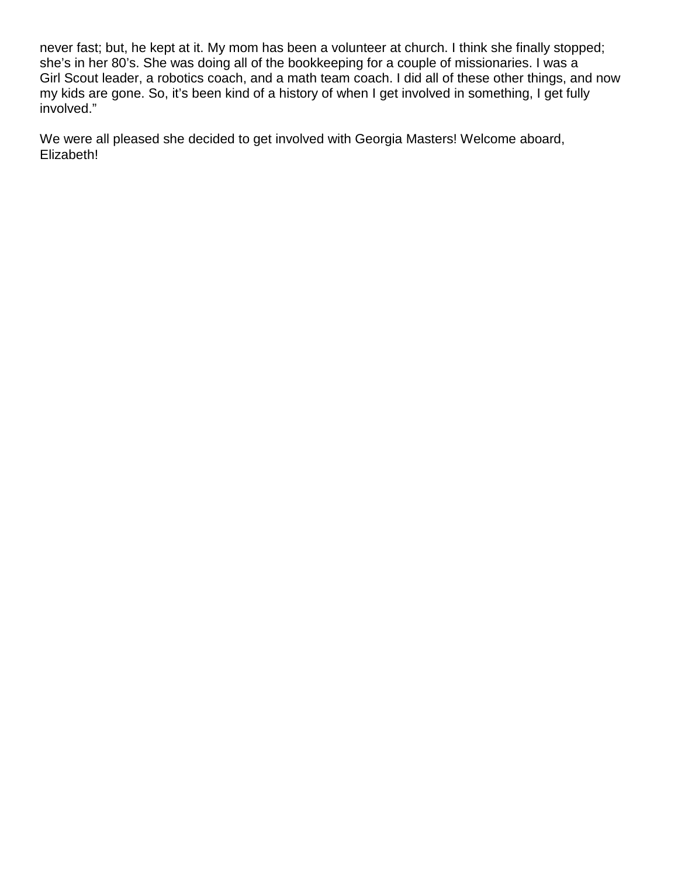never fast; but, he kept at it. My mom has been a volunteer at church. I think she finally stopped; she's in her 80's. She was doing all of the bookkeeping for a couple of missionaries. I was a Girl Scout leader, a robotics coach, and a math team coach. I did all of these other things, and now my kids are gone. So, it's been kind of a history of when I get involved in something, I get fully involved."

We were all pleased she decided to get involved with Georgia Masters! Welcome aboard, Elizabeth!